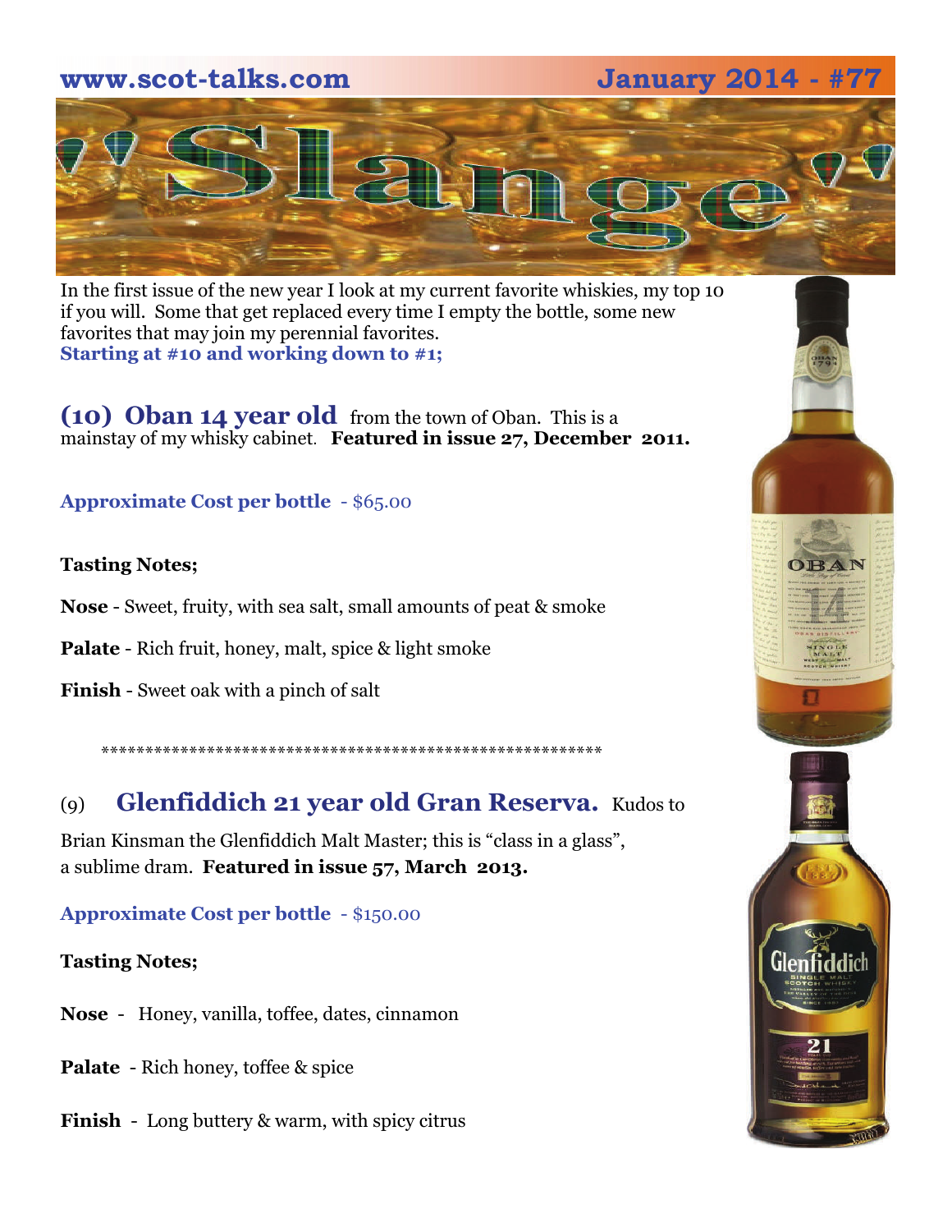www.scot-talks.com January 2014 - #77

# "Slange"

In the first issue of the new year I look at my current favorite whiskies, my top 10 if you will. Some that get replaced every time I empty the bottle, some new favorites that may join my perennial favorites.
**Starting at #10 and working down to #1;**

## (10) Oban 14 year old

from the town of Oban. This is a mainstay of my whisky cabinet. **Featured in issue 27, December 2011.**

**Approximate Cost per bottle** - $65.00

**Tasting Notes;**

**Nose** - Sweet, fruity, with sea salt, small amounts of peat & smoke

**Palate** - Rich fruit, honey, malt, spice & light smoke

**Finish** - Sweet oak with a pinch of salt

*************************************************************

## (9) Glenfiddich 21 year old Gran Reserva.

Kudos to Brian Kinsman the Glenfiddich Malt Master; this is "class in a glass", a sublime dram. **Featured in issue 57, March 2013.**

**Approximate Cost per bottle** - $150.00

**Tasting Notes;**

**Nose** - Honey, vanilla, toffee, dates, cinnamon

**Palate** - Rich honey, toffee & spice

**Finish** - Long buttery & warm, with spicy citrus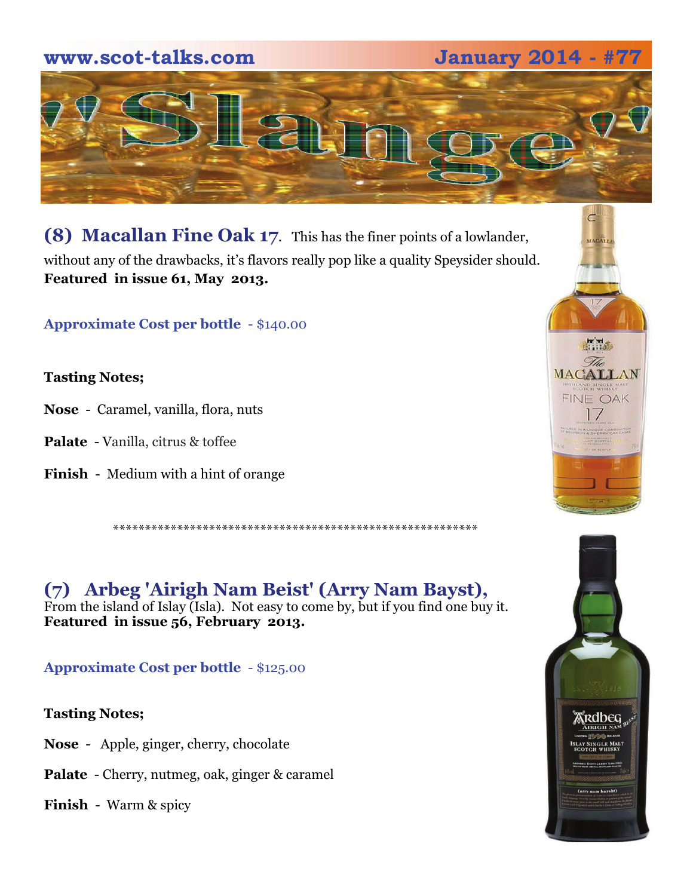## (8) Macallan Fine Oak 17

This has the finer points of a lowlander, without any of the drawbacks, it's flavors really pop like a quality Speysider should. **Featured in issue 61, May 2013.**

**Approximate Cost per bottle** - $140.00

**Tasting Notes;**

**Nose** - Caramel, vanilla, flora, nuts

**Palate** - Vanilla, citrus & toffee

**Finish** - Medium with a hint of orange

************************************************************

## (7) Arbeg 'Airigh Nam Beist' (Arry Nam Bayst),

From the island of Islay (Isla). Not easy to come by, but if you find one buy it.
**Featured in issue 56, February 2013.**

**Approximate Cost per bottle** - $125.00

**Tasting Notes;**

**Nose** - Apple, ginger, cherry, chocolate

**Palate** - Cherry, nutmeg, oak, ginger & caramel

**Finish** - Warm & spicy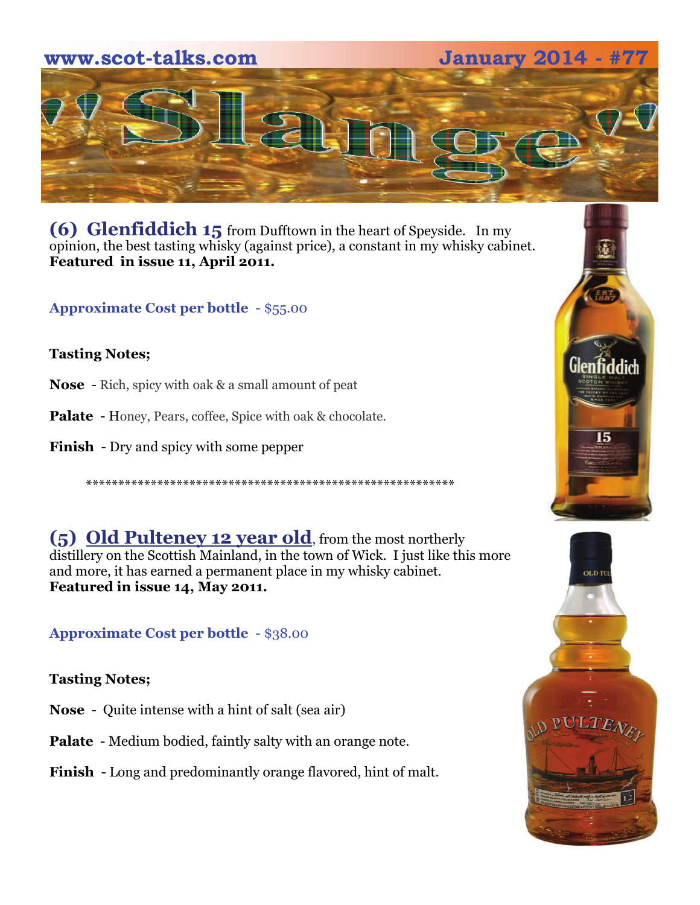## (6) Glenfiddich 15 from Dufftown in the heart of Speyside.

In my opinion, the best tasting whisky (against price), a constant in my whisky cabinet.
**Featured in issue 11, April 2011.**

**Approximate Cost per bottle** - $55.00

**Tasting Notes;**

**Nose** - Rich, spicy with oak & a small amount of peat

**Palate** - Honey, Pears, coffee, Spice with oak & chocolate.

**Finish** - Dry and spicy with some pepper

*************************************************************

## (5) Old Pulteney 12 year old, from the most northerly distillery on the Scottish Mainland, in the town of Wick.

I just like this more and more, it has earned a permanent place in my whisky cabinet.
**Featured in issue 14, May 2011.**

**Approximate Cost per bottle** - $38.00

**Tasting Notes;**

**Nose** - Quite intense with a hint of salt (sea air)

**Palate** - Medium bodied, faintly salty with an orange note.

**Finish** - Long and predominantly orange flavored, hint of malt.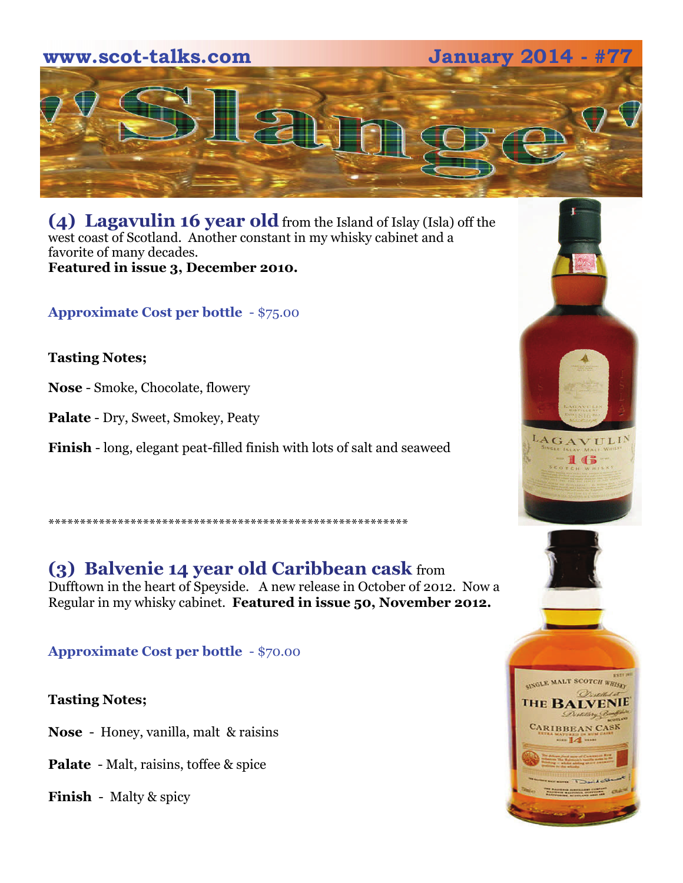## (4) Lagavulin 16 year old

from the Island of Islay (Isla) off the west coast of Scotland. Another constant in my whisky cabinet and a favorite of many decades.
**Featured in issue 3, December 2010.**

**Approximate Cost per bottle** - $75.00

**Tasting Notes;**

**Nose** - Smoke, Chocolate, flowery

**Palate** - Dry, Sweet, Smokey, Peaty

**Finish** - long, elegant peat-filled finish with lots of salt and seaweed

\*\*\*\*\*\*\*\*\*\*\*\*\*\*\*\*\*\*\*\*\*\*\*\*\*\*\*\*\*\*\*\*\*\*\*\*\*\*\*\*\*\*\*\*\*\*\*\*\*\*\*\*\*\*\*\*\*\*\*\*

## (3) Balvenie 14 year old Caribbean cask

from Dufftown in the heart of Speyside. A new release in October of 2012. Now a Regular in my whisky cabinet. **Featured in issue 50, November 2012.**

**Approximate Cost per bottle** - $70.00

**Tasting Notes;**

**Nose** - Honey, vanilla, malt & raisins

**Palate** - Malt, raisins, toffee & spice

**Finish** - Malty & spicy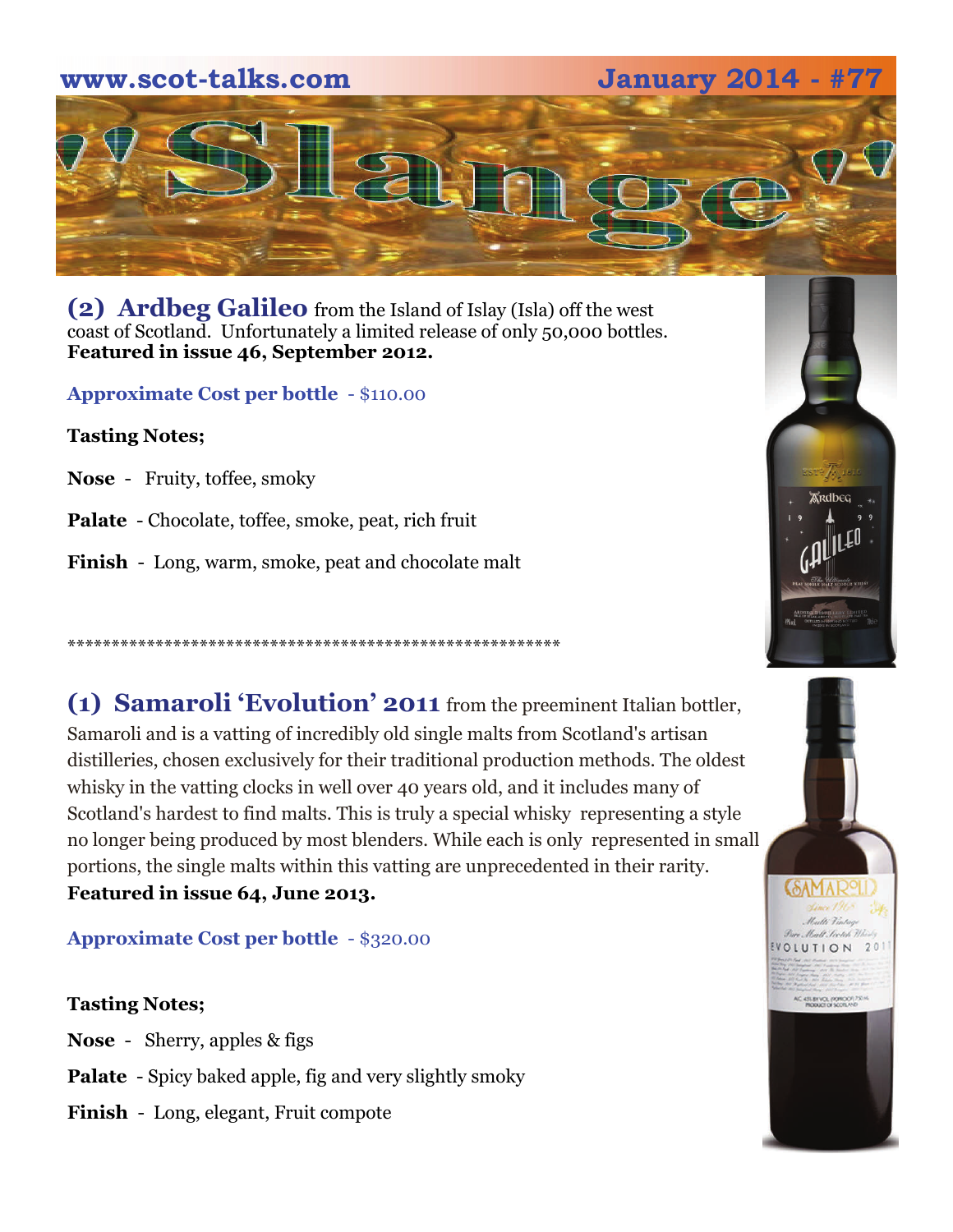## (2) Ardbeg Galileo

from the Island of Islay (Isla) off the west coast of Scotland. Unfortunately a limited release of only 50,000 bottles. **Featured in issue 46, September 2012.**

**Approximate Cost per bottle** - $110.00

**Tasting Notes;**

**Nose** - Fruity, toffee, smoky

**Palate** - Chocolate, toffee, smoke, peat, rich fruit

**Finish** - Long, warm, smoke, peat and chocolate malt

**********************************************************

## (1) Samaroli 'Evolution' 2011

from the preeminent Italian bottler, Samaroli and is a vatting of incredibly old single malts from Scotland's artisan distilleries, chosen exclusively for their traditional production methods. The oldest whisky in the vatting clocks in well over 40 years old, and it includes many of Scotland's hardest to find malts. This is truly a special whisky representing a style no longer being produced by most blenders. While each is only represented in small portions, the single malts within this vatting are unprecedented in their rarity. **Featured in issue 64, June 2013.**

**Approximate Cost per bottle** - $320.00

**Tasting Notes;**

**Nose** - Sherry, apples & figs

**Palate** - Spicy baked apple, fig and very slightly smoky

**Finish** - Long, elegant, Fruit compote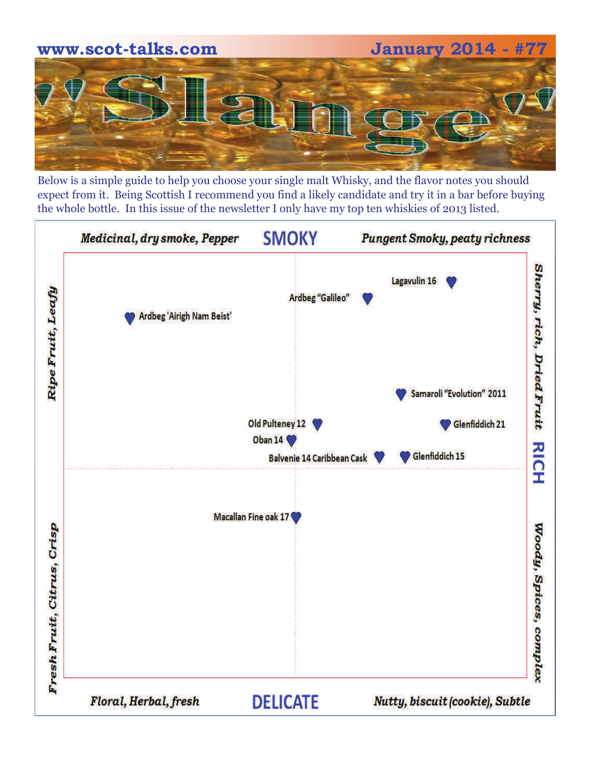www.scot-talks.com January 2014 - #77

# "Slange"

Below is a simple guide to help you choose your single malt Whisky, and the flavor notes you should expect from it. Being Scottish I recommend you find a likely candidate and try it in a bar before buying the whole bottle. In this issue of the newsletter I only have my top ten whiskies of 2013 listed.

*Medicinal, dry smoke, Pepper*

SMOKY

*Pungent Smoky, peaty richness*

*Ripe Fruit, Leafy*

*Sherry, rich, Dried Fruit*

RICH

*Woody, Spices, complex*

*Fresh Fruit, Citrus, Crisp*

*Floral, Herbal, fresh*

DELICATE

*Nutty, biscuit (cookie), Subtle*

Lagavulin 16

Ardbeg "Galileo"

Ardbeg 'Airigh Nam Beist'

Samaroli "Evolution" 2011

Old Pulteney 12

Glenfiddich 21

Oban 14

Balvenie 14 Caribbean Cask

Glenfiddich 15

Macallan Fine oak 17